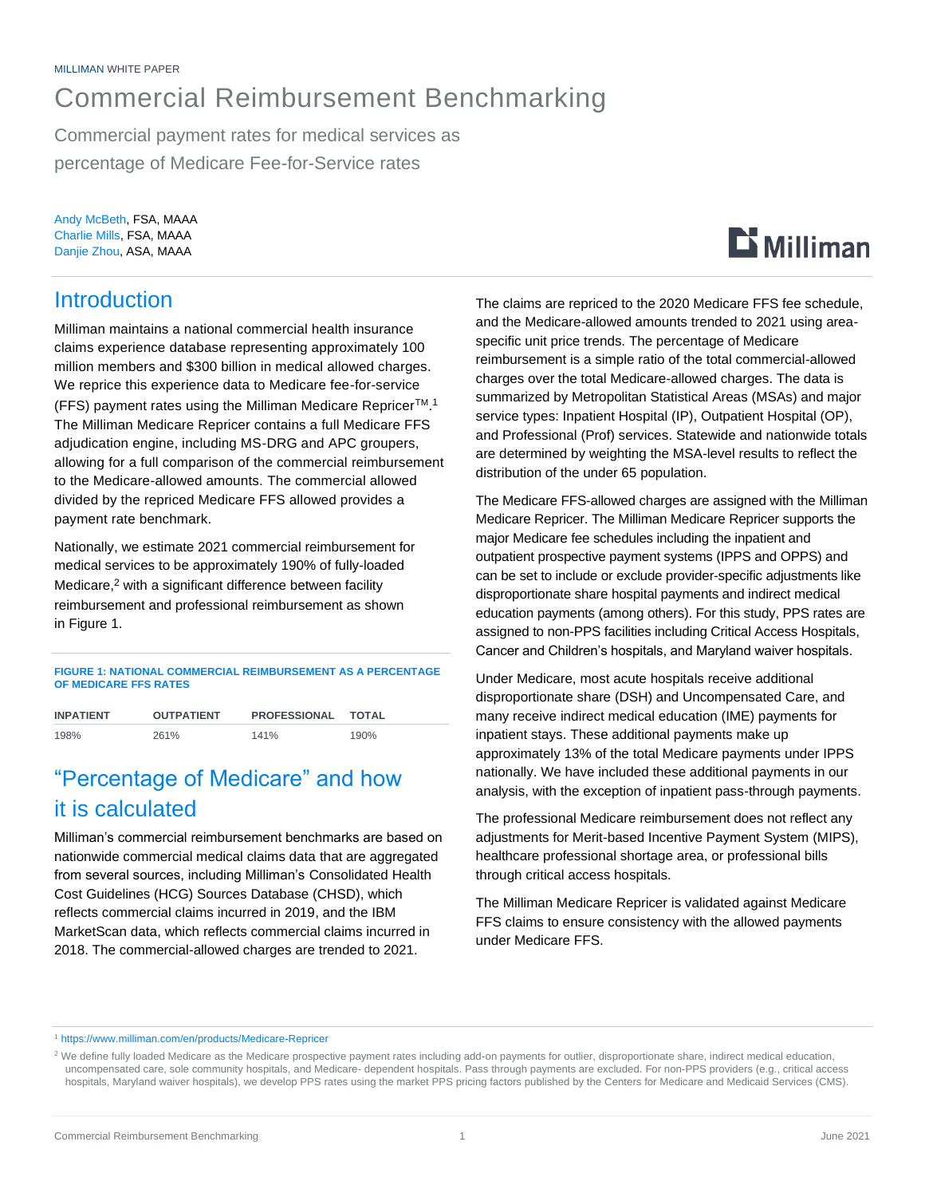MILLIMAN WHITE PAPER

# Commercial Reimbursement Benchmarking

Commercial payment rates for medical services as percentage of Medicare Fee-for-Service rates

Andy McBeth, FSA, MAAA
Charlie Mills, FSA, MAAA
Danjie Zhou, ASA, MAAA

## Introduction

Milliman maintains a national commercial health insurance claims experience database representing approximately 100 million members and $300 billion in medical allowed charges. We reprice this experience data to Medicare fee-for-service (FFS) payment rates using the Milliman Medicare Repricer™.[1] The Milliman Medicare Repricer contains a full Medicare FFS adjudication engine, including MS-DRG and APC groupers, allowing for a full comparison of the commercial reimbursement to the Medicare-allowed amounts. The commercial allowed divided by the repriced Medicare FFS allowed provides a payment rate benchmark.

Nationally, we estimate 2021 commercial reimbursement for medical services to be approximately 190% of fully-loaded Medicare,[2] with a significant difference between facility reimbursement and professional reimbursement as shown in Figure 1.

**FIGURE 1: NATIONAL COMMERCIAL REIMBURSEMENT AS A PERCENTAGE OF MEDICARE FFS RATES**

| INPATIENT | OUTPATIENT | PROFESSIONAL | TOTAL |
|---|---|---|---|
| 198% | 261% | 141% | 190% |

## "Percentage of Medicare" and how it is calculated

Milliman's commercial reimbursement benchmarks are based on nationwide commercial medical claims data that are aggregated from several sources, including Milliman's Consolidated Health Cost Guidelines (HCG) Sources Database (CHSD), which reflects commercial claims incurred in 2019, and the IBM MarketScan data, which reflects commercial claims incurred in 2018. The commercial-allowed charges are trended to 2021.

The claims are repriced to the 2020 Medicare FFS fee schedule, and the Medicare-allowed amounts trended to 2021 using area-specific unit price trends. The percentage of Medicare reimbursement is a simple ratio of the total commercial-allowed charges over the total Medicare-allowed charges. The data is summarized by Metropolitan Statistical Areas (MSAs) and major service types: Inpatient Hospital (IP), Outpatient Hospital (OP), and Professional (Prof) services. Statewide and nationwide totals are determined by weighting the MSA-level results to reflect the distribution of the under 65 population.

The Medicare FFS-allowed charges are assigned with the Milliman Medicare Repricer. The Milliman Medicare Repricer supports the major Medicare fee schedules including the inpatient and outpatient prospective payment systems (IPPS and OPPS) and can be set to include or exclude provider-specific adjustments like disproportionate share hospital payments and indirect medical education payments (among others). For this study, PPS rates are assigned to non-PPS facilities including Critical Access Hospitals, Cancer and Children's hospitals, and Maryland waiver hospitals.

Under Medicare, most acute hospitals receive additional disproportionate share (DSH) and Uncompensated Care, and many receive indirect medical education (IME) payments for inpatient stays. These additional payments make up approximately 13% of the total Medicare payments under IPPS nationally. We have included these additional payments in our analysis, with the exception of inpatient pass-through payments.

The professional Medicare reimbursement does not reflect any adjustments for Merit-based Incentive Payment System (MIPS), healthcare professional shortage area, or professional bills through critical access hospitals.

The Milliman Medicare Repricer is validated against Medicare FFS claims to ensure consistency with the allowed payments under Medicare FFS.

---

[1] https://www.milliman.com/en/products/Medicare-Repricer

[2] We define fully loaded Medicare as the Medicare prospective payment rates including add-on payments for outlier, disproportionate share, indirect medical education, uncompensated care, sole community hospitals, and Medicare- dependent hospitals. Pass through payments are excluded. For non-PPS providers (e.g., critical access hospitals, Maryland waiver hospitals), we develop PPS rates using the market PPS pricing factors published by the Centers for Medicare and Medicaid Services (CMS).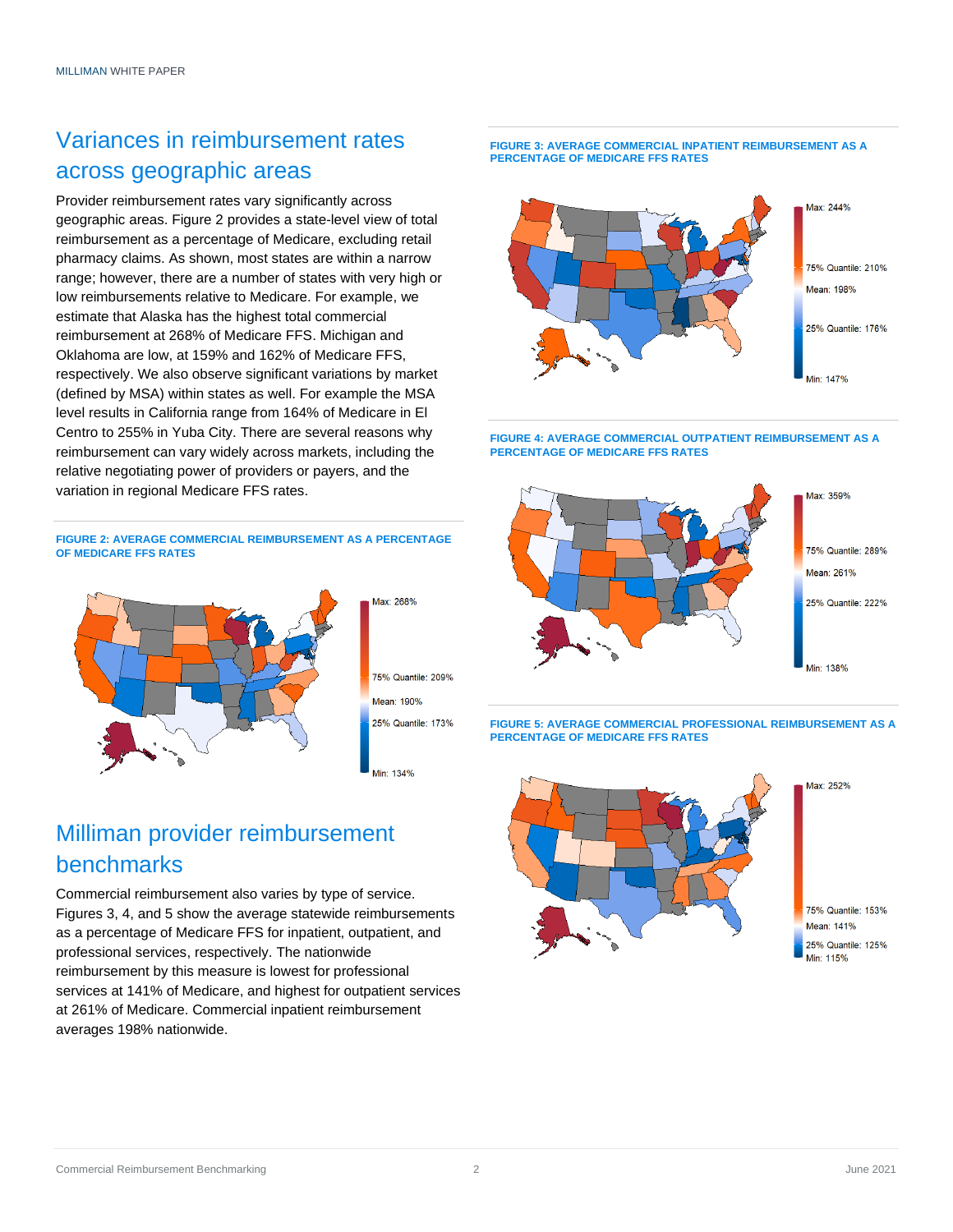## Variances in reimbursement rates across geographic areas

Provider reimbursement rates vary significantly across geographic areas. Figure 2 provides a state-level view of total reimbursement as a percentage of Medicare, excluding retail pharmacy claims. As shown, most states are within a narrow range; however, there are a number of states with very high or low reimbursements relative to Medicare. For example, we estimate that Alaska has the highest total commercial reimbursement at 268% of Medicare FFS. Michigan and Oklahoma are low, at 159% and 162% of Medicare FFS, respectively. We also observe significant variations by market (defined by MSA) within states as well. For example the MSA level results in California range from 164% of Medicare in El Centro to 255% in Yuba City. There are several reasons why reimbursement can vary widely across markets, including the relative negotiating power of providers or payers, and the variation in regional Medicare FFS rates.

**FIGURE 2: AVERAGE COMMERCIAL REIMBURSEMENT AS A PERCENTAGE OF MEDICARE FFS RATES**

Max: 268%
75% Quantile: 209%
Mean: 190%
25% Quantile: 173%
Min: 134%

## Milliman provider reimbursement benchmarks

Commercial reimbursement also varies by type of service. Figures 3, 4, and 5 show the average statewide reimbursements as a percentage of Medicare FFS for inpatient, outpatient, and professional services, respectively. The nationwide reimbursement by this measure is lowest for professional services at 141% of Medicare, and highest for outpatient services at 261% of Medicare. Commercial inpatient reimbursement averages 198% nationwide.

**FIGURE 3: AVERAGE COMMERCIAL INPATIENT REIMBURSEMENT AS A PERCENTAGE OF MEDICARE FFS RATES**

Max: 244%
75% Quantile: 210%
Mean: 198%
25% Quantile: 176%
Min: 147%

**FIGURE 4: AVERAGE COMMERCIAL OUTPATIENT REIMBURSEMENT AS A PERCENTAGE OF MEDICARE FFS RATES**

Max: 359%
75% Quantile: 289%
Mean: 261%
25% Quantile: 222%
Min: 138%

**FIGURE 5: AVERAGE COMMERCIAL PROFESSIONAL REIMBURSEMENT AS A PERCENTAGE OF MEDICARE FFS RATES**

Max: 252%
75% Quantile: 153%
Mean: 141%
25% Quantile: 125%
Min: 115%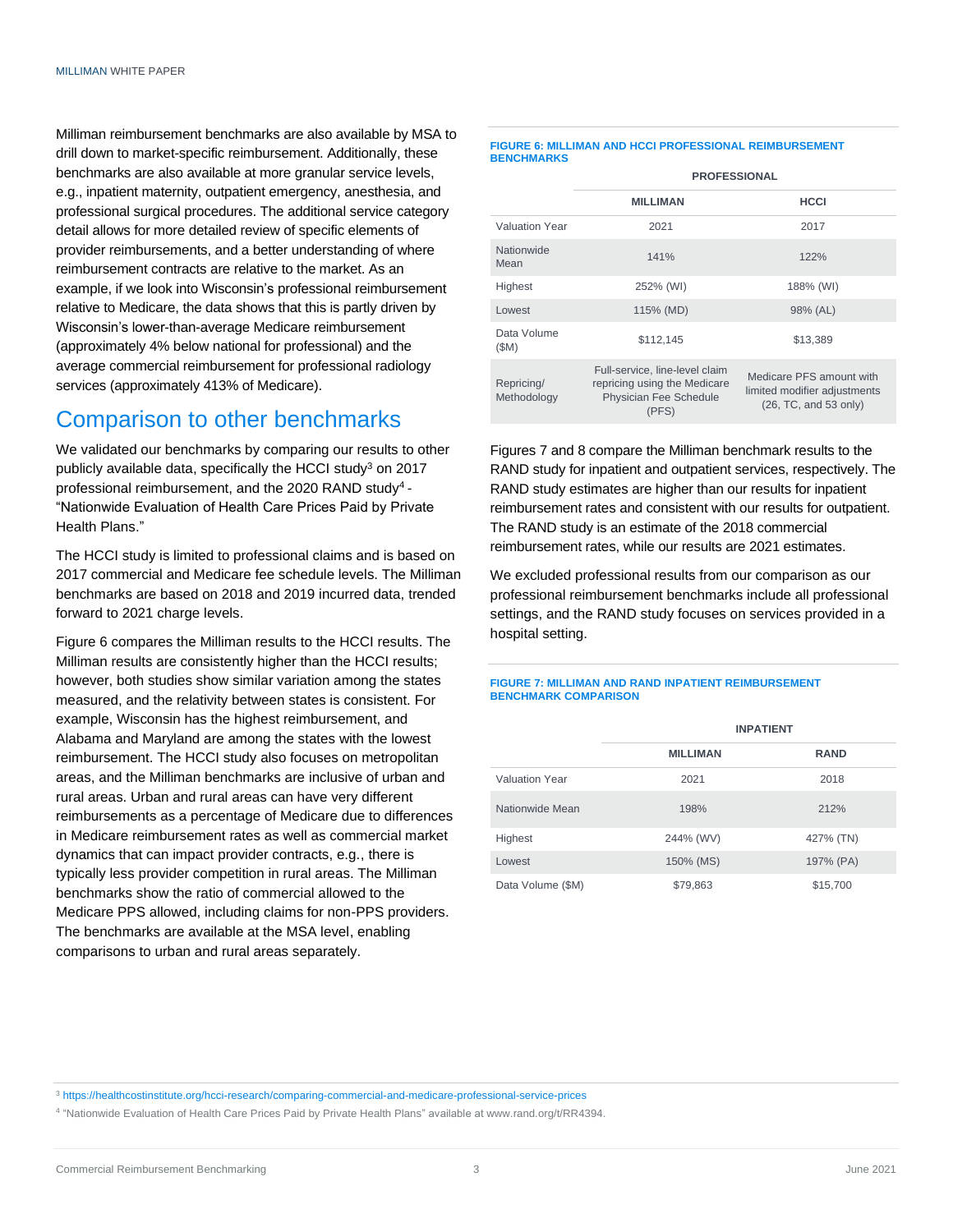Milliman reimbursement benchmarks are also available by MSA to drill down to market-specific reimbursement. Additionally, these benchmarks are also available at more granular service levels, e.g., inpatient maternity, outpatient emergency, anesthesia, and professional surgical procedures. The additional service category detail allows for more detailed review of specific elements of provider reimbursements, and a better understanding of where reimbursement contracts are relative to the market. As an example, if we look into Wisconsin's professional reimbursement relative to Medicare, the data shows that this is partly driven by Wisconsin's lower-than-average Medicare reimbursement (approximately 4% below national for professional) and the average commercial reimbursement for professional radiology services (approximately 413% of Medicare).

## Comparison to other benchmarks

We validated our benchmarks by comparing our results to other publicly available data, specifically the HCCI study[3] on 2017 professional reimbursement, and the 2020 RAND study[4] - "Nationwide Evaluation of Health Care Prices Paid by Private Health Plans."

The HCCI study is limited to professional claims and is based on 2017 commercial and Medicare fee schedule levels. The Milliman benchmarks are based on 2018 and 2019 incurred data, trended forward to 2021 charge levels.

Figure 6 compares the Milliman results to the HCCI results. The Milliman results are consistently higher than the HCCI results; however, both studies show similar variation among the states measured, and the relativity between states is consistent. For example, Wisconsin has the highest reimbursement, and Alabama and Maryland are among the states with the lowest reimbursement. The HCCI study also focuses on metropolitan areas, and the Milliman benchmarks are inclusive of urban and rural areas. Urban and rural areas can have very different reimbursements as a percentage of Medicare due to differences in Medicare reimbursement rates as well as commercial market dynamics that can impact provider contracts, e.g., there is typically less provider competition in rural areas. The Milliman benchmarks show the ratio of commercial allowed to the Medicare PPS allowed, including claims for non-PPS providers. The benchmarks are available at the MSA level, enabling comparisons to urban and rural areas separately.

**FIGURE 6: MILLIMAN AND HCCI PROFESSIONAL REIMBURSEMENT BENCHMARKS**

| | PROFESSIONAL | |
|---|---|---|
| | **MILLIMAN** | **HCCI** |
| Valuation Year | 2021 | 2017 |
| Nationwide Mean | 141% | 122% |
| Highest | 252% (WI) | 188% (WI) |
| Lowest | 115% (MD) | 98% (AL) |
| Data Volume ($M) | $112,145 | $13,389 |
| Repricing/ Methodology | Full-service, line-level claim repricing using the Medicare Physician Fee Schedule (PFS) | Medicare PFS amount with limited modifier adjustments (26, TC, and 53 only) |

Figures 7 and 8 compare the Milliman benchmark results to the RAND study for inpatient and outpatient services, respectively. The RAND study estimates are higher than our results for inpatient reimbursement rates and consistent with our results for outpatient. The RAND study is an estimate of the 2018 commercial reimbursement rates, while our results are 2021 estimates.

We excluded professional results from our comparison as our professional reimbursement benchmarks include all professional settings, and the RAND study focuses on services provided in a hospital setting.

**FIGURE 7: MILLIMAN AND RAND INPATIENT REIMBURSEMENT BENCHMARK COMPARISON**

| | INPATIENT | |
|---|---|---|
| | **MILLIMAN** | **RAND** |
| Valuation Year | 2021 | 2018 |
| Nationwide Mean | 198% | 212% |
| Highest | 244% (WV) | 427% (TN) |
| Lowest | 150% (MS) | 197% (PA) |
| Data Volume ($M) | $79,863 | $15,700 |

[3] https://healthcostinstitute.org/hcci-research/comparing-commercial-and-medicare-professional-service-prices

[4] "Nationwide Evaluation of Health Care Prices Paid by Private Health Plans" available at www.rand.org/t/RR4394.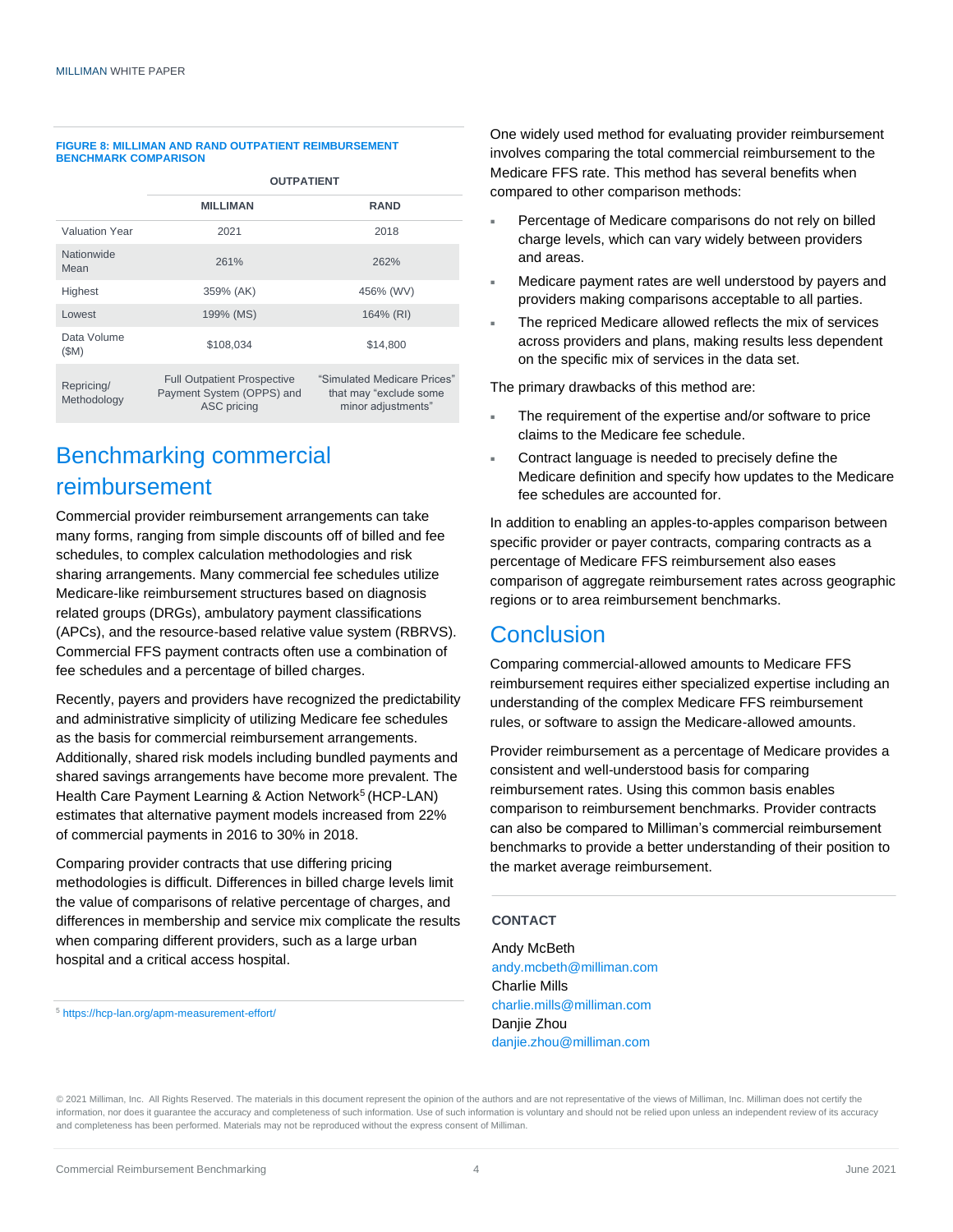**FIGURE 8: MILLIMAN AND RAND OUTPATIENT REIMBURSEMENT BENCHMARK COMPARISON**

| | OUTPATIENT | |
|---|---|---|
| | MILLIMAN | RAND |
| Valuation Year | 2021 | 2018 |
| Nationwide Mean | 261% | 262% |
| Highest | 359% (AK) | 456% (WV) |
| Lowest | 199% (MS) | 164% (RI) |
| Data Volume ($M) | $108,034 | $14,800 |
| Repricing/ Methodology | Full Outpatient Prospective Payment System (OPPS) and ASC pricing | "Simulated Medicare Prices" that may "exclude some minor adjustments" |

## Benchmarking commercial reimbursement

Commercial provider reimbursement arrangements can take many forms, ranging from simple discounts off of billed and fee schedules, to complex calculation methodologies and risk sharing arrangements. Many commercial fee schedules utilize Medicare-like reimbursement structures based on diagnosis related groups (DRGs), ambulatory payment classifications (APCs), and the resource-based relative value system (RBRVS). Commercial FFS payment contracts often use a combination of fee schedules and a percentage of billed charges.

Recently, payers and providers have recognized the predictability and administrative simplicity of utilizing Medicare fee schedules as the basis for commercial reimbursement arrangements. Additionally, shared risk models including bundled payments and shared savings arrangements have become more prevalent. The Health Care Payment Learning & Action Network[5] (HCP-LAN) estimates that alternative payment models increased from 22% of commercial payments in 2016 to 30% in 2018.

Comparing provider contracts that use differing pricing methodologies is difficult. Differences in billed charge levels limit the value of comparisons of relative percentage of charges, and differences in membership and service mix complicate the results when comparing different providers, such as a large urban hospital and a critical access hospital.

[5] https://hcp-lan.org/apm-measurement-effort/

One widely used method for evaluating provider reimbursement involves comparing the total commercial reimbursement to the Medicare FFS rate. This method has several benefits when compared to other comparison methods:

- Percentage of Medicare comparisons do not rely on billed charge levels, which can vary widely between providers and areas.
- Medicare payment rates are well understood by payers and providers making comparisons acceptable to all parties.
- The repriced Medicare allowed reflects the mix of services across providers and plans, making results less dependent on the specific mix of services in the data set.

The primary drawbacks of this method are:

- The requirement of the expertise and/or software to price claims to the Medicare fee schedule.
- Contract language is needed to precisely define the Medicare definition and specify how updates to the Medicare fee schedules are accounted for.

In addition to enabling an apples-to-apples comparison between specific provider or payer contracts, comparing contracts as a percentage of Medicare FFS reimbursement also eases comparison of aggregate reimbursement rates across geographic regions or to area reimbursement benchmarks.

## Conclusion

Comparing commercial-allowed amounts to Medicare FFS reimbursement requires either specialized expertise including an understanding of the complex Medicare FFS reimbursement rules, or software to assign the Medicare-allowed amounts.

Provider reimbursement as a percentage of Medicare provides a consistent and well-understood basis for comparing reimbursement rates. Using this common basis enables comparison to reimbursement benchmarks. Provider contracts can also be compared to Milliman's commercial reimbursement benchmarks to provide a better understanding of their position to the market average reimbursement.

**CONTACT**

Andy McBeth
andy.mcbeth@milliman.com
Charlie Mills
charlie.mills@milliman.com
Danjie Zhou
danjie.zhou@milliman.com

© 2021 Milliman, Inc. All Rights Reserved. The materials in this document represent the opinion of the authors and are not representative of the views of Milliman, Inc. Milliman does not certify the information, nor does it guarantee the accuracy and completeness of such information. Use of such information is voluntary and should not be relied upon unless an independent review of its accuracy and completeness has been performed. Materials may not be reproduced without the express consent of Milliman.